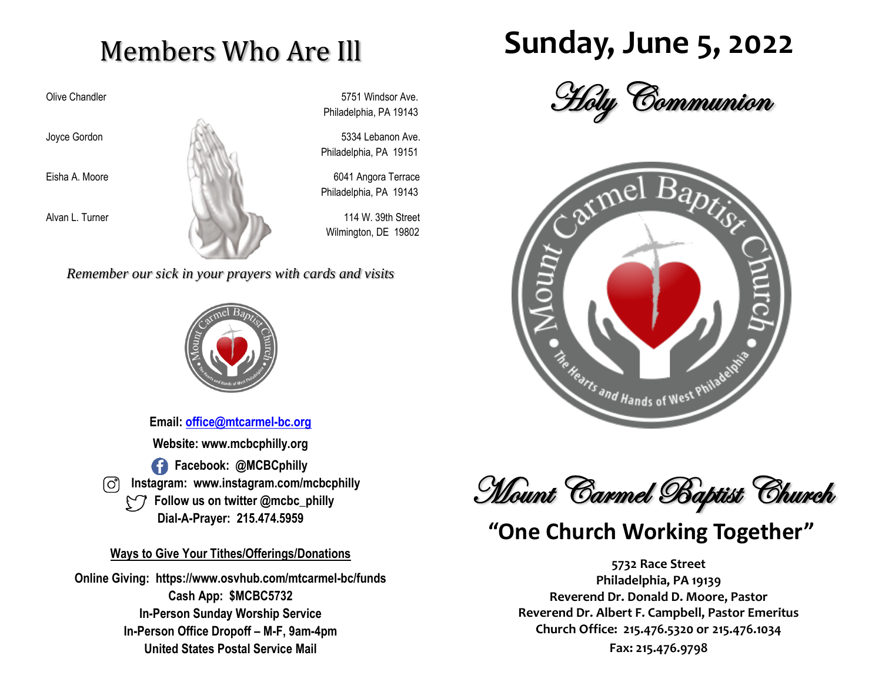# Members Who Are Ill

| Name | Address |
| --- | --- |
| Olive Chandler | 5751 Windsor Ave. Philadelphia, PA 19143 |
| Joyce Gordon | 5334 Lebanon Ave. Philadelphia, PA 19151 |
| Eisha A. Moore | 6041 Angora Terrace Philadelphia, PA 19143 |
| Alvan L. Turner | 114 W. 39th Street Wilmington, DE 19802 |

*Remember our sick in your prayers with cards and visits*

**Email: office@mtcarmel-bc.org**

**Website: www.mcbcphilly.org**

**Facebook: @MCBCphilly**

**Instagram: www.instagram.com/mcbcphilly**

**Follow us on twitter @mcbc_philly**

**Dial-A-Prayer: 215.474.5959**

**Ways to Give Your Tithes/Offerings/Donations**

**Online Giving: https://www.osvhub.com/mtcarmel-bc/funds**
**Cash App: $MCBC5732**
**In-Person Sunday Worship Service**
**In-Person Office Dropoff – M-F, 9am-4pm**
**United States Postal Service Mail**

# Sunday, June 5, 2022

## *Holy Communion*

Mount Carmel Baptist Church
The Hearts and Hands of West Philadelphia

## *Mount Carmel Baptist Church*

## "One Church Working Together"

**5732 Race Street**
**Philadelphia, PA 19139**
**Reverend Dr. Donald D. Moore, Pastor**
**Reverend Dr. Albert F. Campbell, Pastor Emeritus**
**Church Office: 215.476.5320 or 215.476.1034**
**Fax: 215.476.9798**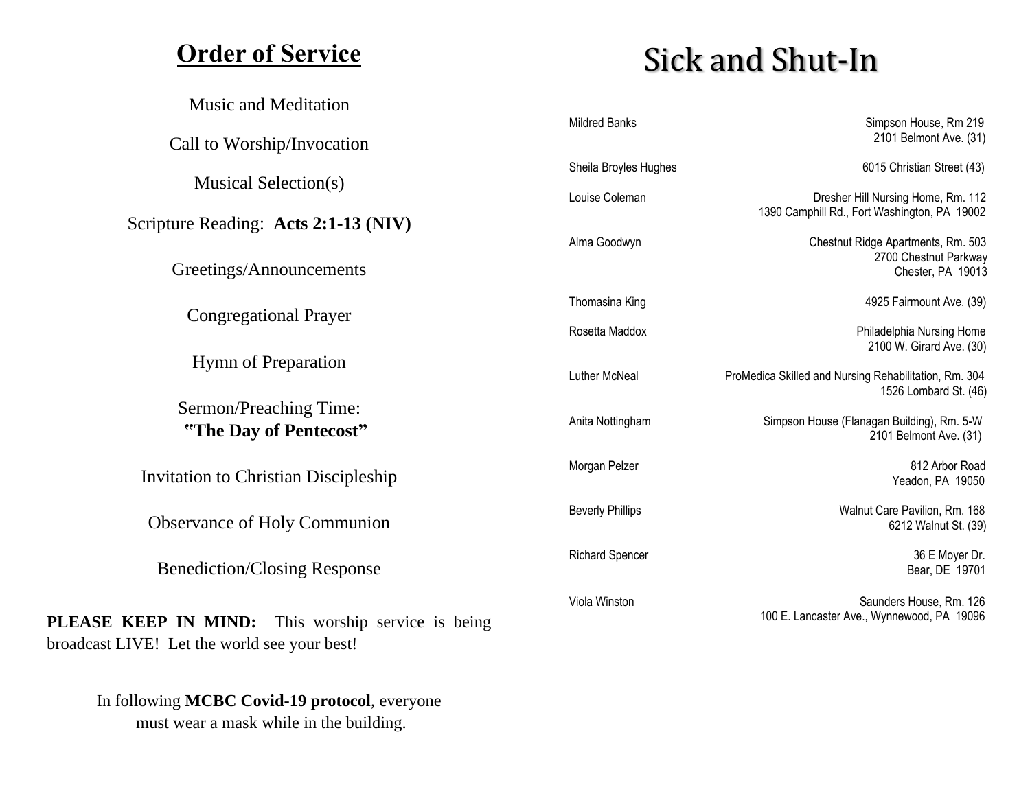## Order of Service

Music and Meditation

Call to Worship/Invocation

Musical Selection(s)

Scripture Reading: **Acts 2:1-13 (NIV)**

Greetings/Announcements

Congregational Prayer

Hymn of Preparation

Sermon/Preaching Time:
**"The Day of Pentecost"**

Invitation to Christian Discipleship

Observance of Holy Communion

Benediction/Closing Response

**PLEASE KEEP IN MIND:** This worship service is being broadcast LIVE! Let the world see your best!

In following **MCBC Covid-19 protocol**, everyone must wear a mask while in the building.

# Sick and Shut-In

| | |
|---|---|
| Mildred Banks | Simpson House, Rm 219<br>2101 Belmont Ave. (31) |
| Sheila Broyles Hughes | 6015 Christian Street (43) |
| Louise Coleman | Dresher Hill Nursing Home, Rm. 112<br>1390 Camphill Rd., Fort Washington, PA 19002 |
| Alma Goodwyn | Chestnut Ridge Apartments, Rm. 503<br>2700 Chestnut Parkway<br>Chester, PA 19013 |
| Thomasina King | 4925 Fairmount Ave. (39) |
| Rosetta Maddox | Philadelphia Nursing Home<br>2100 W. Girard Ave. (30) |
| Luther McNeal | ProMedica Skilled and Nursing Rehabilitation, Rm. 304<br>1526 Lombard St. (46) |
| Anita Nottingham | Simpson House (Flanagan Building), Rm. 5-W<br>2101 Belmont Ave. (31) |
| Morgan Pelzer | 812 Arbor Road<br>Yeadon, PA 19050 |
| Beverly Phillips | Walnut Care Pavilion, Rm. 168<br>6212 Walnut St. (39) |
| Richard Spencer | 36 E Moyer Dr.<br>Bear, DE 19701 |
| Viola Winston | Saunders House, Rm. 126<br>100 E. Lancaster Ave., Wynnewood, PA 19096 |